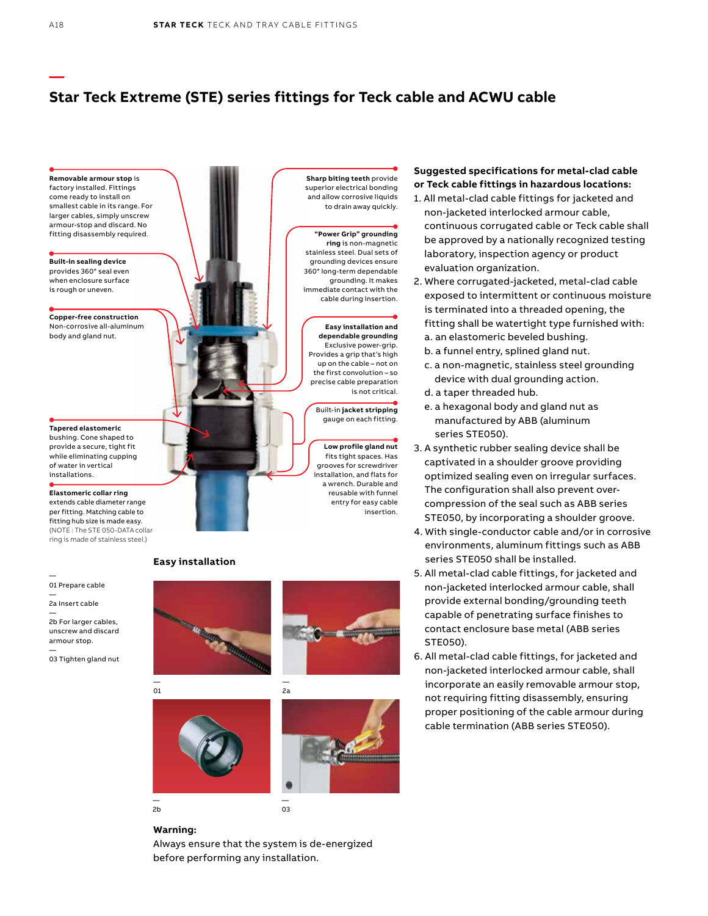# Star Teck Extreme (STE) series fittings for Teck cable and ACWU cable

**Removable armour stop** is factory installed. Fittings come ready to install on smallest cable in its range. For larger cables, simply unscrew armour-stop and discard. No fitting disassembly required.

**Built-in sealing device** provides 360° seal even when enclosure surface is rough or uneven.

**Copper-free construction** Non-corrosive all-aluminum body and gland nut.

**Tapered elastomeric** bushing. Cone shaped to provide a secure, tight fit while eliminating cupping of water in vertical installations.

**Elastomeric collar ring** extends cable diameter range per fitting. Matching cable to fitting hub size is made easy. (NOTE : The STE 050-DATA collar ring is made of stainless steel.)

**Sharp biting teeth** provide superior electrical bonding and allow corrosive liquids to drain away quickly.

**"Power Grip" grounding ring** is non-magnetic stainless steel. Dual sets of grounding devices ensure 360° long-term dependable grounding. It makes immediate contact with the cable during insertion.

**Easy installation and dependable grounding** Exclusive power-grip. Provides a grip that's high up on the cable – not on the first convolution – so precise cable preparation is not critical.

Built-in **jacket stripping** gauge on each fitting.

**Low profile gland nut** fits tight spaces. Has grooves for screwdriver installation, and flats for a wrench. Durable and reusable with funnel entry for easy cable insertion.

## Easy installation

01 Prepare cable

2a Insert cable

2b For larger cables, unscrew and discard armour stop.

03 Tighten gland nut

01

2a

2b

03

**Warning:**
Always ensure that the system is de-energized before performing any installation.

**Suggested specifications for metal-clad cable or Teck cable fittings in hazardous locations:**

1. All metal-clad cable fittings for jacketed and non-jacketed interlocked armour cable, continuous corrugated cable or Teck cable shall be approved by a nationally recognized testing laboratory, inspection agency or product evaluation organization.
2. Where corrugated-jacketed, metal-clad cable exposed to intermittent or continuous moisture is terminated into a threaded opening, the fitting shall be watertight type furnished with:
   a. an elastomeric beveled bushing.
   b. a funnel entry, splined gland nut.
   c. a non-magnetic, stainless steel grounding device with dual grounding action.
   d. a taper threaded hub.
   e. a hexagonal body and gland nut as manufactured by ABB (aluminum series STE050).
3. A synthetic rubber sealing device shall be captivated in a shoulder groove providing optimized sealing even on irregular surfaces. The configuration shall also prevent over-compression of the seal such as ABB series STE050, by incorporating a shoulder groove.
4. With single-conductor cable and/or in corrosive environments, aluminum fittings such as ABB series STE050 shall be installed.
5. All metal-clad cable fittings, for jacketed and non-jacketed interlocked armour cable, shall provide external bonding/grounding teeth capable of penetrating surface finishes to contact enclosure base metal (ABB series STE050).
6. All metal-clad cable fittings, for jacketed and non-jacketed interlocked armour cable, shall incorporate an easily removable armour stop, not requiring fitting disassembly, ensuring proper positioning of the cable armour during cable termination (ABB series STE050).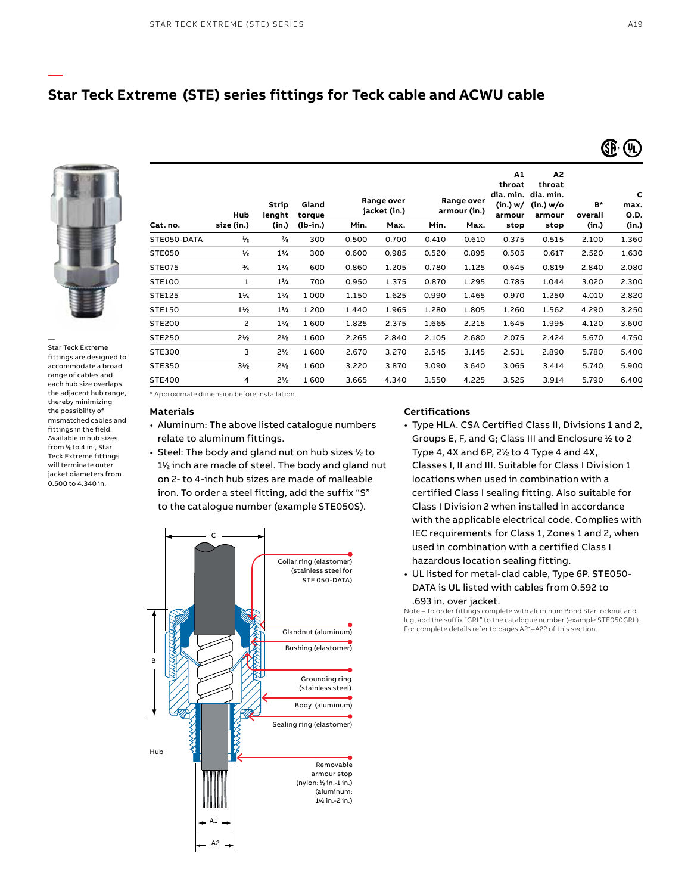# Star Teck Extreme (STE) series fittings for Teck cable and ACWU cable

| Cat. no. | Hub size (in.) | Strip lenght (in.) | Gland torque (lb-in.) | Range over jacket (in.) | | Range over armour (in.) | | A1 throat dia. min. (in.) w/ armour stop | A2 throat dia. min. (in.) w/o armour stop | B* overall (in.) | C max. O.D. (in.) |
|---|---|---|---|---|---|---|---|---|---|---|---|
| | | | | Min. | Max. | Min. | Max. | | | | |
| STE050-DATA | ½ | ⅞ | 300 | 0.500 | 0.700 | 0.410 | 0.610 | 0.375 | 0.515 | 2.100 | 1.360 |
| STE050 | ½ | 1¼ | 300 | 0.600 | 0.985 | 0.520 | 0.895 | 0.505 | 0.617 | 2.520 | 1.630 |
| STE075 | ¾ | 1¼ | 600 | 0.860 | 1.205 | 0.780 | 1.125 | 0.645 | 0.819 | 2.840 | 2.080 |
| STE100 | 1 | 1¼ | 700 | 0.950 | 1.375 | 0.870 | 1.295 | 0.785 | 1.044 | 3.020 | 2.300 |
| STE125 | 1¼ | 1¾ | 1 000 | 1.150 | 1.625 | 0.990 | 1.465 | 0.970 | 1.250 | 4.010 | 2.820 |
| STE150 | 1½ | 1¾ | 1 200 | 1.440 | 1.965 | 1.280 | 1.805 | 1.260 | 1.562 | 4.290 | 3.250 |
| STE200 | 2 | 1¾ | 1 600 | 1.825 | 2.375 | 1.665 | 2.215 | 1.645 | 1.995 | 4.120 | 3.600 |
| STE250 | 2½ | 2½ | 1 600 | 2.265 | 2.840 | 2.105 | 2.680 | 2.075 | 2.424 | 5.670 | 4.750 |
| STE300 | 3 | 2½ | 1 600 | 2.670 | 3.270 | 2.545 | 3.145 | 2.531 | 2.890 | 5.780 | 5.400 |
| STE350 | 3½ | 2½ | 1 600 | 3.220 | 3.870 | 3.090 | 3.640 | 3.065 | 3.414 | 5.740 | 5.900 |
| STE400 | 4 | 2½ | 1 600 | 3.665 | 4.340 | 3.550 | 4.225 | 3.525 | 3.914 | 5.790 | 6.400 |

\* Approximate dimension before installation.

—
Star Teck Extreme fittings are designed to accommodate a broad range of cables and each hub size overlaps the adjacent hub range, thereby minimizing the possibility of mismatched cables and fittings in the field. Available in hub sizes from ½ to 4 in., Star Teck Extreme fittings will terminate outer jacket diameters from 0.500 to 4.340 in.

### Materials

- Aluminum: The above listed catalogue numbers relate to aluminum fittings.
- Steel: The body and gland nut on hub sizes ½ to 1½ inch are made of steel. The body and gland nut on 2- to 4-inch hub sizes are made of malleable iron. To order a steel fitting, add the suffix "S" to the catalogue number (example STE050S).

C

Collar ring (elastomer) (stainless steel for STE 050-DATA)

Glandnut (aluminum)

Bushing (elastomer)

B

Grounding ring (stainless steel)

Body (aluminum)

Sealing ring (elastomer)

Hub

Removable armour stop (nylon: ½ in.-1 in.) (aluminum: 1¼ in.-2 in.)

A1

A2

### Certifications

- Type HLA. CSA Certified Class II, Divisions 1 and 2, Groups E, F, and G; Class III and Enclosure ½ to 2 Type 4, 4X and 6P, 2½ to 4 Type 4 and 4X, Classes I, II and III. Suitable for Class I Division 1 locations when used in combination with a certified Class I sealing fitting. Also suitable for Class I Division 2 when installed in accordance with the applicable electrical code. Complies with IEC requirements for Class 1, Zones 1 and 2, when used in combination with a certified Class I hazardous location sealing fitting.
- UL listed for metal-clad cable, Type 6P. STE050-DATA is UL listed with cables from 0.592 to .693 in. over jacket.

Note – To order fittings complete with aluminum Bond Star locknut and lug, add the suffix "GRL" to the catalogue number (example STE050GRL). For complete details refer to pages A21–A22 of this section.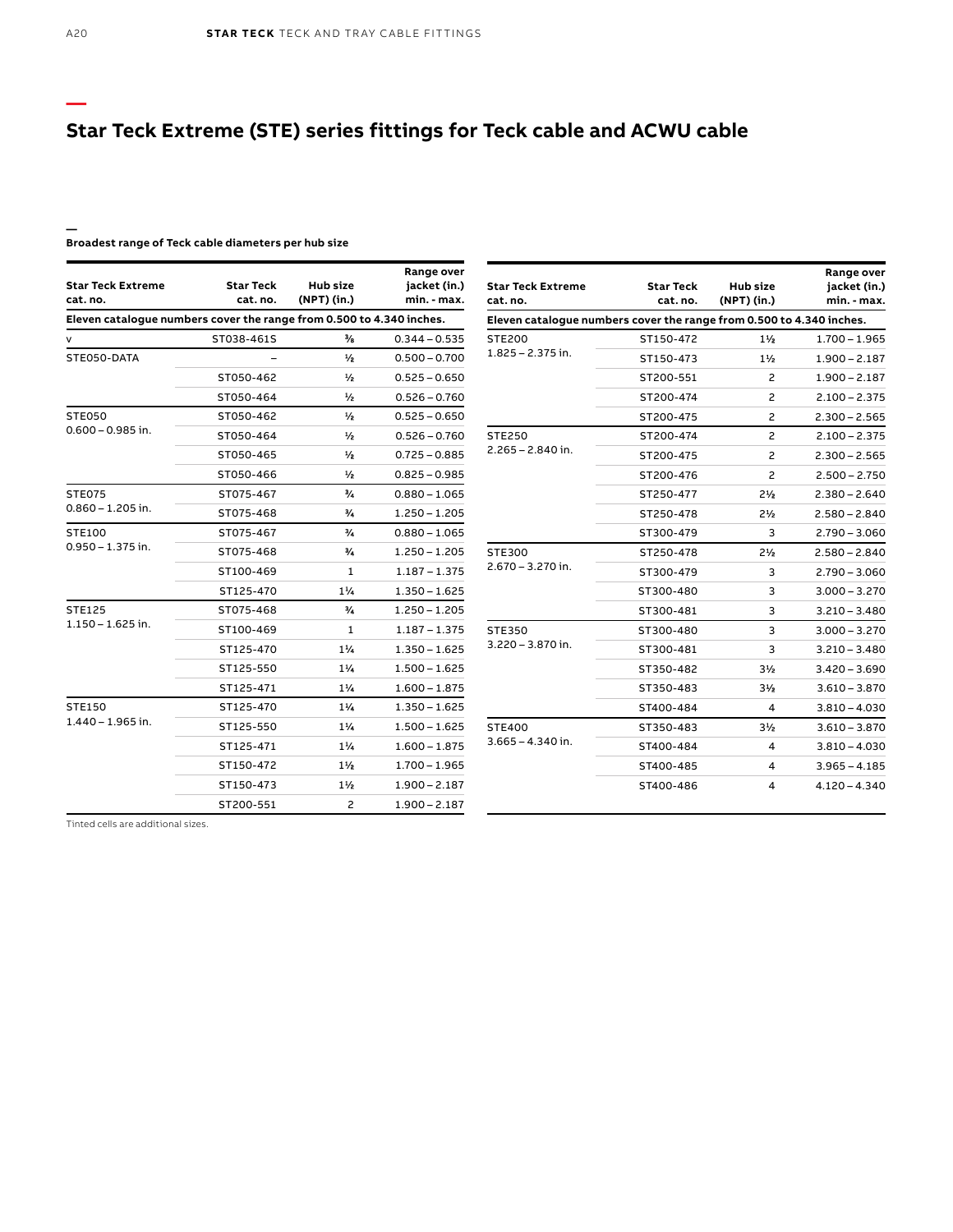# Star Teck Extreme (STE) series fittings for Teck cable and ACWU cable

**Broadest range of Teck cable diameters per hub size**

| Star Teck Extreme cat. no. | Star Teck cat. no. | Hub size (NPT) (in.) | Range over jacket (in.) min. - max. |
|---|---|---|---|
| **Eleven catalogue numbers cover the range from 0.500 to 4.340 inches.** | | | |
| v | ST038-461S | ⅜ | 0.344 – 0.535 |
| STE050-DATA | – | ½ | 0.500 – 0.700 |
| | ST050-462 | ½ | 0.525 – 0.650 |
| | ST050-464 | ½ | 0.526 – 0.760 |
| STE050 0.600 – 0.985 in. | ST050-462 | ½ | 0.525 – 0.650 |
| | ST050-464 | ½ | 0.526 – 0.760 |
| | ST050-465 | ½ | 0.725 – 0.885 |
| | ST050-466 | ½ | 0.825 – 0.985 |
| STE075 0.860 – 1.205 in. | ST075-467 | ¾ | 0.880 – 1.065 |
| | ST075-468 | ¾ | 1.250 – 1.205 |
| STE100 0.950 – 1.375 in. | ST075-467 | ¾ | 0.880 – 1.065 |
| | ST075-468 | ¾ | 1.250 – 1.205 |
| | ST100-469 | 1 | 1.187 – 1.375 |
| | ST125-470 | 1¼ | 1.350 – 1.625 |
| STE125 1.150 – 1.625 in. | ST075-468 | ¾ | 1.250 – 1.205 |
| | ST100-469 | 1 | 1.187 – 1.375 |
| | ST125-470 | 1¼ | 1.350 – 1.625 |
| | ST125-550 | 1¼ | 1.500 – 1.625 |
| | ST125-471 | 1¼ | 1.600 – 1.875 |
| STE150 1.440 – 1.965 in. | ST125-470 | 1¼ | 1.350 – 1.625 |
| | ST125-550 | 1¼ | 1.500 – 1.625 |
| | ST125-471 | 1¼ | 1.600 – 1.875 |
| | ST150-472 | 1½ | 1.700 – 1.965 |
| | ST150-473 | 1½ | 1.900 – 2.187 |
| | ST200-551 | 2 | 1.900 – 2.187 |

| Star Teck Extreme cat. no. | Star Teck cat. no. | Hub size (NPT) (in.) | Range over jacket (in.) min. - max. |
|---|---|---|---|
| **Eleven catalogue numbers cover the range from 0.500 to 4.340 inches.** | | | |
| STE200 1.825 – 2.375 in. | ST150-472 | 1½ | 1.700 – 1.965 |
| | ST150-473 | 1½ | 1.900 – 2.187 |
| | ST200-551 | 2 | 1.900 – 2.187 |
| | ST200-474 | 2 | 2.100 – 2.375 |
| | ST200-475 | 2 | 2.300 – 2.565 |
| STE250 2.265 – 2.840 in. | ST200-474 | 2 | 2.100 – 2.375 |
| | ST200-475 | 2 | 2.300 – 2.565 |
| | ST200-476 | 2 | 2.500 – 2.750 |
| | ST250-477 | 2½ | 2.380 – 2.640 |
| | ST250-478 | 2½ | 2.580 – 2.840 |
| | ST300-479 | 3 | 2.790 – 3.060 |
| STE300 2.670 – 3.270 in. | ST250-478 | 2½ | 2.580 – 2.840 |
| | ST300-479 | 3 | 2.790 – 3.060 |
| | ST300-480 | 3 | 3.000 – 3.270 |
| | ST300-481 | 3 | 3.210 – 3.480 |
| STE350 3.220 – 3.870 in. | ST300-480 | 3 | 3.000 – 3.270 |
| | ST300-481 | 3 | 3.210 – 3.480 |
| | ST350-482 | 3½ | 3.420 – 3.690 |
| | ST350-483 | 3½ | 3.610 – 3.870 |
| | ST400-484 | 4 | 3.810 – 4.030 |
| STE400 3.665 – 4.340 in. | ST350-483 | 3½ | 3.610 – 3.870 |
| | ST400-484 | 4 | 3.810 – 4.030 |
| | ST400-485 | 4 | 3.965 – 4.185 |
| | ST400-486 | 4 | 4.120 – 4.340 |

Tinted cells are additional sizes.